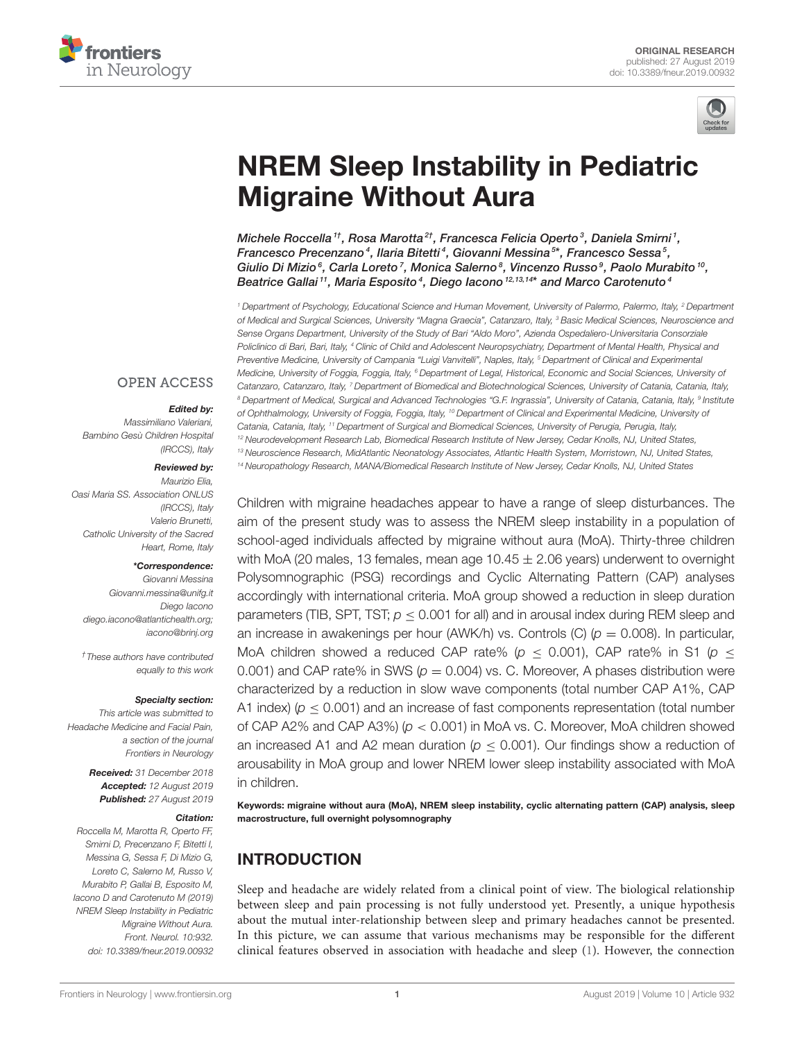ORIGINAL RESEARCH
published: 27 August 2019
doi: 10.3389/fneur.2019.00932

# NREM Sleep Instability in Pediatric Migraine Without Aura

*Michele Roccella[1†], Rosa Marotta[2†], Francesca Felicia Operto[3], Daniela Smirni[1], Francesco Precenzano[4], Ilaria Bitetti[4], Giovanni Messina[5*], Francesco Sessa[5], Giulio Di Mizio[6], Carla Loreto[7], Monica Salerno[8], Vincenzo Russo[9], Paolo Murabito[10], Beatrice Gallai[11], Maria Esposito[4], Diego Iacono[12,13,14*] and Marco Carotenuto[4]*

[1] Department of Psychology, Educational Science and Human Movement, University of Palermo, Palermo, Italy, [2] Department of Medical and Surgical Sciences, University "Magna Graecia", Catanzaro, Italy, [3] Basic Medical Sciences, Neuroscience and Sense Organs Department, University of the Study of Bari "Aldo Moro", Azienda Ospedaliero-Universitaria Consorziale Policlinico di Bari, Bari, Italy, [4] Clinic of Child and Adolescent Neuropsychiatry, Department of Mental Health, Physical and Preventive Medicine, University of Campania "Luigi Vanvitelli", Naples, Italy, [5] Department of Clinical and Experimental Medicine, University of Foggia, Foggia, Italy, [6] Department of Legal, Historical, Economic and Social Sciences, University of Catanzaro, Catanzaro, Italy, [7] Department of Biomedical and Biotechnological Sciences, University of Catania, Catania, Italy, [8] Department of Medical, Surgical and Advanced Technologies "G.F. Ingrassia", University of Catania, Catania, Italy, [9] Institute of Ophthalmology, University of Foggia, Foggia, Italy, [10] Department of Clinical and Experimental Medicine, University of Catania, Catania, Italy, [11] Department of Surgical and Biomedical Sciences, University of Perugia, Perugia, Italy, [12] Neurodevelopment Research Lab, Biomedical Research Institute of New Jersey, Cedar Knolls, NJ, United States, [13] Neuroscience Research, MidAtlantic Neonatology Associates, Atlantic Health System, Morristown, NJ, United States, [14] Neuropathology Research, MANA/Biomedical Research Institute of New Jersey, Cedar Knolls, NJ, United States

OPEN ACCESS

***Edited by:***
Massimiliano Valeriani,
Bambino Gesù Children Hospital (IRCCS), Italy

***Reviewed by:***
Maurizio Elia,
Oasi Maria SS. Association ONLUS (IRCCS), Italy
Valerio Brunetti,
Catholic University of the Sacred Heart, Rome, Italy

***\*Correspondence:***
Giovanni Messina
Giovanni.messina@unifg.it
Diego Iacono
diego.iacono@atlantichealth.org;
iacono@brinj.org

*† These authors have contributed equally to this work*

***Specialty section:***
*This article was submitted to Headache Medicine and Facial Pain, a section of the journal Frontiers in Neurology*

***Received:*** *31 December 2018*
***Accepted:*** *12 August 2019*
***Published:*** *27 August 2019*

***Citation:***
*Roccella M, Marotta R, Operto FF, Smirni D, Precenzano F, Bitetti I, Messina G, Sessa F, Di Mizio G, Loreto C, Salerno M, Russo V, Murabito P, Gallai B, Esposito M, Iacono D and Carotenuto M (2019) NREM Sleep Instability in Pediatric Migraine Without Aura. Front. Neurol. 10:932. doi: 10.3389/fneur.2019.00932*

Children with migraine headaches appear to have a range of sleep disturbances. The aim of the present study was to assess the NREM sleep instability in a population of school-aged individuals affected by migraine without aura (MoA). Thirty-three children with MoA (20 males, 13 females, mean age $10.45 \pm 2.06$ years) underwent to overnight Polysomnographic (PSG) recordings and Cyclic Alternating Pattern (CAP) analyses accordingly with international criteria. MoA group showed a reduction in sleep duration parameters (TIB, SPT, TST; $p \leq 0.001$ for all) and in arousal index during REM sleep and an increase in awakenings per hour (AWK/h) vs. Controls (C) ($p = 0.008$). In particular, MoA children showed a reduced CAP rate% ($p \leq 0.001$), CAP rate% in S1 ($p \leq 0.001$) and CAP rate% in SWS ($p = 0.004$) vs. C. Moreover, A phases distribution were characterized by a reduction in slow wave components (total number CAP A1%, CAP A1 index) ($p \leq 0.001$) and an increase of fast components representation (total number of CAP A2% and CAP A3%) ($p < 0.001$) in MoA vs. C. Moreover, MoA children showed an increased A1 and A2 mean duration ($p \leq 0.001$). Our findings show a reduction of arousability in MoA group and lower NREM lower sleep instability associated with MoA in children.

**Keywords: migraine without aura (MoA), NREM sleep instability, cyclic alternating pattern (CAP) analysis, sleep macrostructure, full overnight polysomnography**

## INTRODUCTION

Sleep and headache are widely related from a clinical point of view. The biological relationship between sleep and pain processing is not fully understood yet. Presently, a unique hypothesis about the mutual inter-relationship between sleep and primary headaches cannot be presented. In this picture, we can assume that various mechanisms may be responsible for the different clinical features observed in association with headache and sleep (1). However, the connection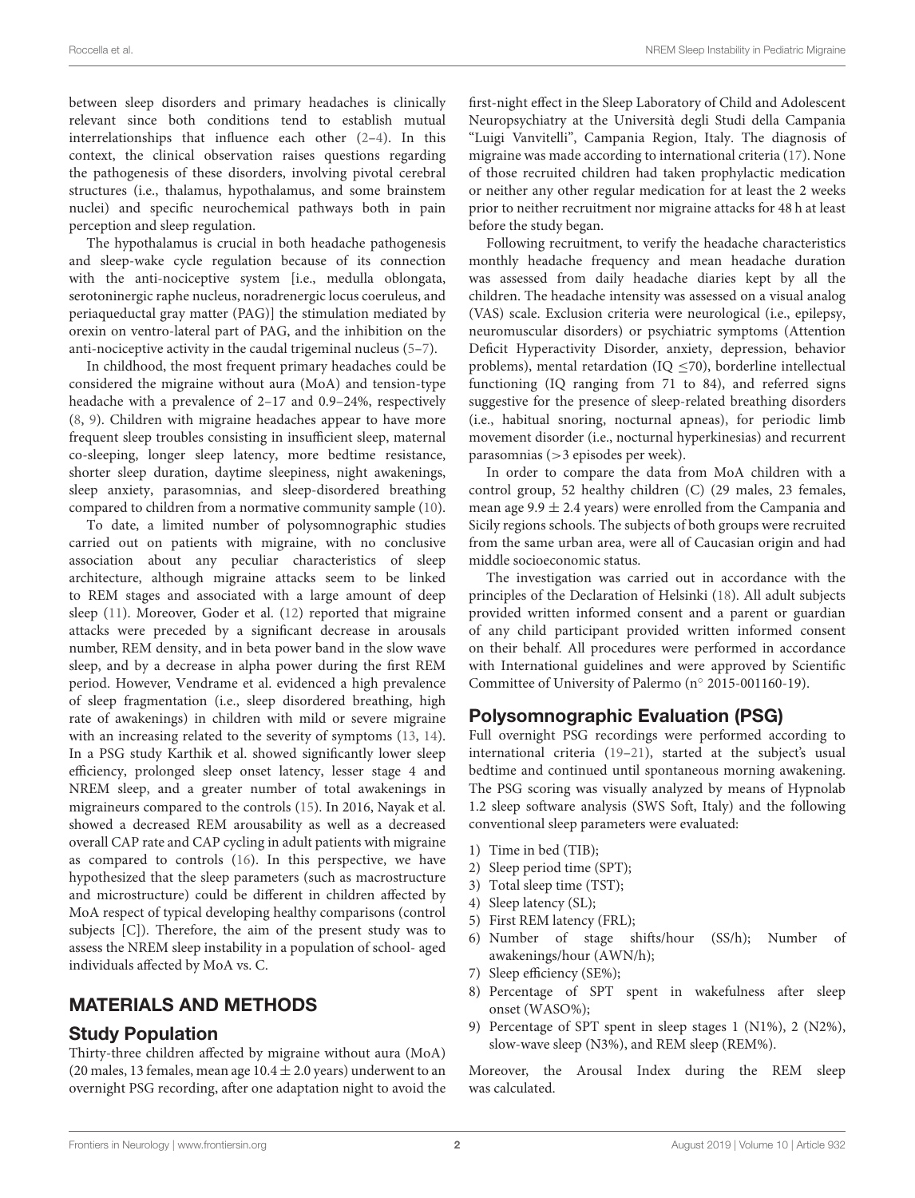between sleep disorders and primary headaches is clinically relevant since both conditions tend to establish mutual interrelationships that influence each other (2–4). In this context, the clinical observation raises questions regarding the pathogenesis of these disorders, involving pivotal cerebral structures (i.e., thalamus, hypothalamus, and some brainstem nuclei) and specific neurochemical pathways both in pain perception and sleep regulation.

The hypothalamus is crucial in both headache pathogenesis and sleep-wake cycle regulation because of its connection with the anti-nociceptive system [i.e., medulla oblongata, serotoninergic raphe nucleus, noradrenergic locus coeruleus, and periaqueductal gray matter (PAG)] the stimulation mediated by orexin on ventro-lateral part of PAG, and the inhibition on the anti-nociceptive activity in the caudal trigeminal nucleus (5–7).

In childhood, the most frequent primary headaches could be considered the migraine without aura (MoA) and tension-type headache with a prevalence of 2–17 and 0.9–24%, respectively (8, 9). Children with migraine headaches appear to have more frequent sleep troubles consisting in insufficient sleep, maternal co-sleeping, longer sleep latency, more bedtime resistance, shorter sleep duration, daytime sleepiness, night awakenings, sleep anxiety, parasomnias, and sleep-disordered breathing compared to children from a normative community sample (10).

To date, a limited number of polysomnographic studies carried out on patients with migraine, with no conclusive association about any peculiar characteristics of sleep architecture, although migraine attacks seem to be linked to REM stages and associated with a large amount of deep sleep (11). Moreover, Goder et al. (12) reported that migraine attacks were preceded by a significant decrease in arousals number, REM density, and in beta power band in the slow wave sleep, and by a decrease in alpha power during the first REM period. However, Vendrame et al. evidenced a high prevalence of sleep fragmentation (i.e., sleep disordered breathing, high rate of awakenings) in children with mild or severe migraine with an increasing related to the severity of symptoms (13, 14). In a PSG study Karthik et al. showed significantly lower sleep efficiency, prolonged sleep onset latency, lesser stage 4 and NREM sleep, and a greater number of total awakenings in migraineurs compared to the controls (15). In 2016, Nayak et al. showed a decreased REM arousability as well as a decreased overall CAP rate and CAP cycling in adult patients with migraine as compared to controls (16). In this perspective, we have hypothesized that the sleep parameters (such as macrostructure and microstructure) could be different in children affected by MoA respect of typical developing healthy comparisons (control subjects [C]). Therefore, the aim of the present study was to assess the NREM sleep instability in a population of school- aged individuals affected by MoA vs. C.

## MATERIALS AND METHODS

### Study Population

Thirty-three children affected by migraine without aura (MoA) (20 males, 13 females, mean age $10.4 \pm 2.0$ years) underwent to an overnight PSG recording, after one adaptation night to avoid the first-night effect in the Sleep Laboratory of Child and Adolescent Neuropsychiatry at the Università degli Studi della Campania "Luigi Vanvitelli", Campania Region, Italy. The diagnosis of migraine was made according to international criteria (17). None of those recruited children had taken prophylactic medication or neither any other regular medication for at least the 2 weeks prior to neither recruitment nor migraine attacks for 48 h at least before the study began.

Following recruitment, to verify the headache characteristics monthly headache frequency and mean headache duration was assessed from daily headache diaries kept by all the children. The headache intensity was assessed on a visual analog (VAS) scale. Exclusion criteria were neurological (i.e., epilepsy, neuromuscular disorders) or psychiatric symptoms (Attention Deficit Hyperactivity Disorder, anxiety, depression, behavior problems), mental retardation (IQ $\leq$70), borderline intellectual functioning (IQ ranging from 71 to 84), and referred signs suggestive for the presence of sleep-related breathing disorders (i.e., habitual snoring, nocturnal apneas), for periodic limb movement disorder (i.e., nocturnal hyperkinesias) and recurrent parasomnias (>3 episodes per week).

In order to compare the data from MoA children with a control group, 52 healthy children (C) (29 males, 23 females, mean age $9.9 \pm 2.4$ years) were enrolled from the Campania and Sicily regions schools. The subjects of both groups were recruited from the same urban area, were all of Caucasian origin and had middle socioeconomic status.

The investigation was carried out in accordance with the principles of the Declaration of Helsinki (18). All adult subjects provided written informed consent and a parent or guardian of any child participant provided written informed consent on their behalf. All procedures were performed in accordance with International guidelines and were approved by Scientific Committee of University of Palermo (n° 2015-001160-19).

### Polysomnographic Evaluation (PSG)

Full overnight PSG recordings were performed according to international criteria (19–21), started at the subject's usual bedtime and continued until spontaneous morning awakening. The PSG scoring was visually analyzed by means of Hypnolab 1.2 sleep software analysis (SWS Soft, Italy) and the following conventional sleep parameters were evaluated:

1) Time in bed (TIB);
2) Sleep period time (SPT);
3) Total sleep time (TST);
4) Sleep latency (SL);
5) First REM latency (FRL);
6) Number of stage shifts/hour (SS/h); Number of awakenings/hour (AWN/h);
7) Sleep efficiency (SE%);
8) Percentage of SPT spent in wakefulness after sleep onset (WASO%);
9) Percentage of SPT spent in sleep stages 1 (N1%), 2 (N2%), slow-wave sleep (N3%), and REM sleep (REM%).

Moreover, the Arousal Index during the REM sleep was calculated.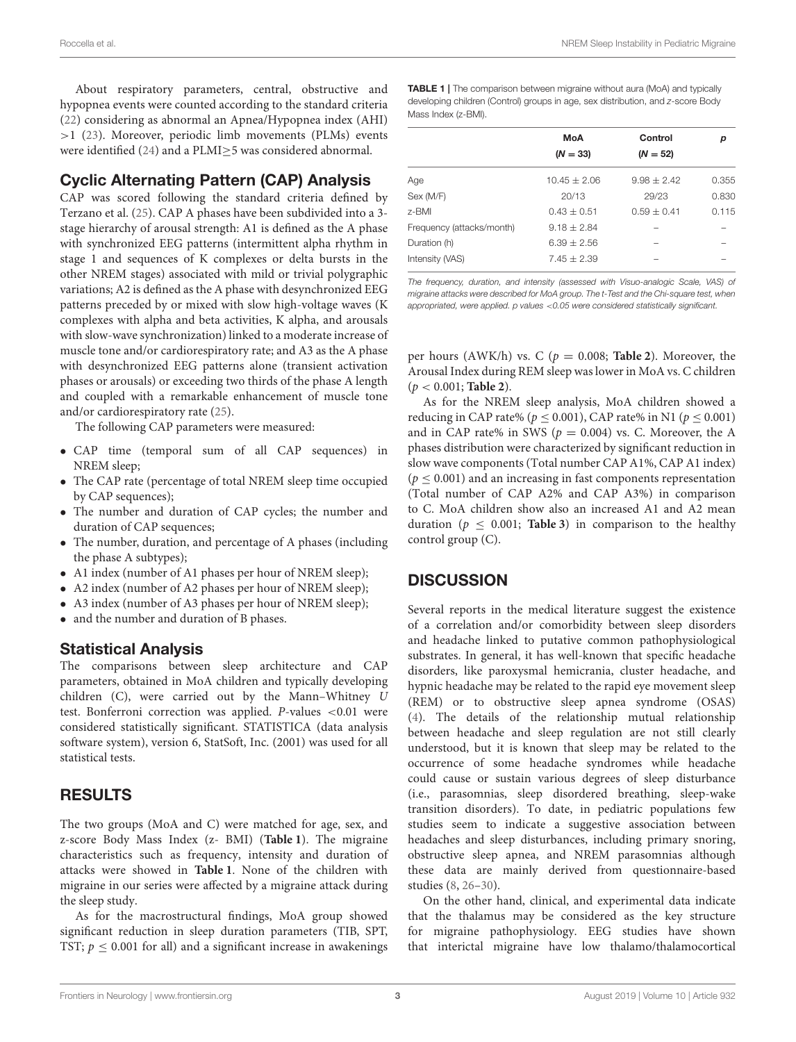About respiratory parameters, central, obstructive and hypopnea events were counted according to the standard criteria (22) considering as abnormal an Apnea/Hypopnea index (AHI) >1 (23). Moreover, periodic limb movements (PLMs) events were identified (24) and a PLMI≥5 was considered abnormal.

## Cyclic Alternating Pattern (CAP) Analysis

CAP was scored following the standard criteria defined by Terzano et al. (25). CAP A phases have been subdivided into a 3-stage hierarchy of arousal strength: A1 is defined as the A phase with synchronized EEG patterns (intermittent alpha rhythm in stage 1 and sequences of K complexes or delta bursts in the other NREM stages) associated with mild or trivial polygraphic variations; A2 is defined as the A phase with desynchronized EEG patterns preceded by or mixed with slow high-voltage waves (K complexes with alpha and beta activities, K alpha, and arousals with slow-wave synchronization) linked to a moderate increase of muscle tone and/or cardiorespiratory rate; and A3 as the A phase with desynchronized EEG patterns alone (transient activation phases or arousals) or exceeding two thirds of the phase A length and coupled with a remarkable enhancement of muscle tone and/or cardiorespiratory rate (25).

The following CAP parameters were measured:

- CAP time (temporal sum of all CAP sequences) in NREM sleep;
- The CAP rate (percentage of total NREM sleep time occupied by CAP sequences);
- The number and duration of CAP cycles; the number and duration of CAP sequences;
- The number, duration, and percentage of A phases (including the phase A subtypes);
- A1 index (number of A1 phases per hour of NREM sleep);
- A2 index (number of A2 phases per hour of NREM sleep);
- A3 index (number of A3 phases per hour of NREM sleep);
- and the number and duration of B phases.

## Statistical Analysis

The comparisons between sleep architecture and CAP parameters, obtained in MoA children and typically developing children (C), were carried out by the Mann–Whitney *U* test. Bonferroni correction was applied. *P*-values <0.01 were considered statistically significant. STATISTICA (data analysis software system), version 6, StatSoft, Inc. (2001) was used for all statistical tests.

# RESULTS

The two groups (MoA and C) were matched for age, sex, and z-score Body Mass Index (z- BMI) (**Table 1**). The migraine characteristics such as frequency, intensity and duration of attacks were showed in **Table 1**. None of the children with migraine in our series were affected by a migraine attack during the sleep study.

**TABLE 1** | The comparison between migraine without aura (MoA) and typically developing children (Control) groups in age, sex distribution, and *z*-score Body Mass Index (z-BMI).

| | MoA (*N* = 33) | Control (*N* = 52) | *p* |
|---|---|---|---|
| Age | 10.45 ± 2.06 | 9.98 ± 2.42 | 0.355 |
| Sex (M/F) | 20/13 | 29/23 | 0.830 |
| z-BMI | 0.43 ± 0.51 | 0.59 ± 0.41 | 0.115 |
| Frequency (attacks/month) | 9.18 ± 2.84 | – | – |
| Duration (h) | 6.39 ± 2.56 | – | – |
| Intensity (VAS) | 7.45 ± 2.39 | – | – |

*The frequency, duration, and intensity (assessed with Visuo-analogic Scale, VAS) of migraine attacks were described for MoA group. The t-Test and the Chi-square test, when appropriated, were applied. p values <0.05 were considered statistically significant.*

As for the macrostructural findings, MoA group showed significant reduction in sleep duration parameters (TIB, SPT, TST; $p \leq 0.001$ for all) and a significant increase in awakenings per hours (AWK/h) vs. C ($p = 0.008$; **Table 2**). Moreover, the Arousal Index during REM sleep was lower in MoA vs. C children ($p < 0.001$; **Table 2**).

As for the NREM sleep analysis, MoA children showed a reducing in CAP rate% ($p \leq 0.001$), CAP rate% in N1 ($p \leq 0.001$) and in CAP rate% in SWS ($p = 0.004$) vs. C. Moreover, the A phases distribution were characterized by significant reduction in slow wave components (Total number CAP A1%, CAP A1 index) ($p \leq 0.001$) and an increasing in fast components representation (Total number of CAP A2% and CAP A3%) in comparison to C. MoA children show also an increased A1 and A2 mean duration ($p \leq 0.001$; **Table 3**) in comparison to the healthy control group (C).

# DISCUSSION

Several reports in the medical literature suggest the existence of a correlation and/or comorbidity between sleep disorders and headache linked to putative common pathophysiological substrates. In general, it has well-known that specific headache disorders, like paroxysmal hemicrania, cluster headache, and hypnic headache may be related to the rapid eye movement sleep (REM) or to obstructive sleep apnea syndrome (OSAS) (4). The details of the relationship mutual relationship between headache and sleep regulation are not still clearly understood, but it is known that sleep may be related to the occurrence of some headache syndromes while headache could cause or sustain various degrees of sleep disturbance (i.e., parasomnias, sleep disordered breathing, sleep-wake transition disorders). To date, in pediatric populations few studies seem to indicate a suggestive association between headaches and sleep disturbances, including primary snoring, obstructive sleep apnea, and NREM parasomnias although these data are mainly derived from questionnaire-based studies (8, 26–30).

On the other hand, clinical, and experimental data indicate that the thalamus may be considered as the key structure for migraine pathophysiology. EEG studies have shown that interictal migraine have low thalamo/thalamocortical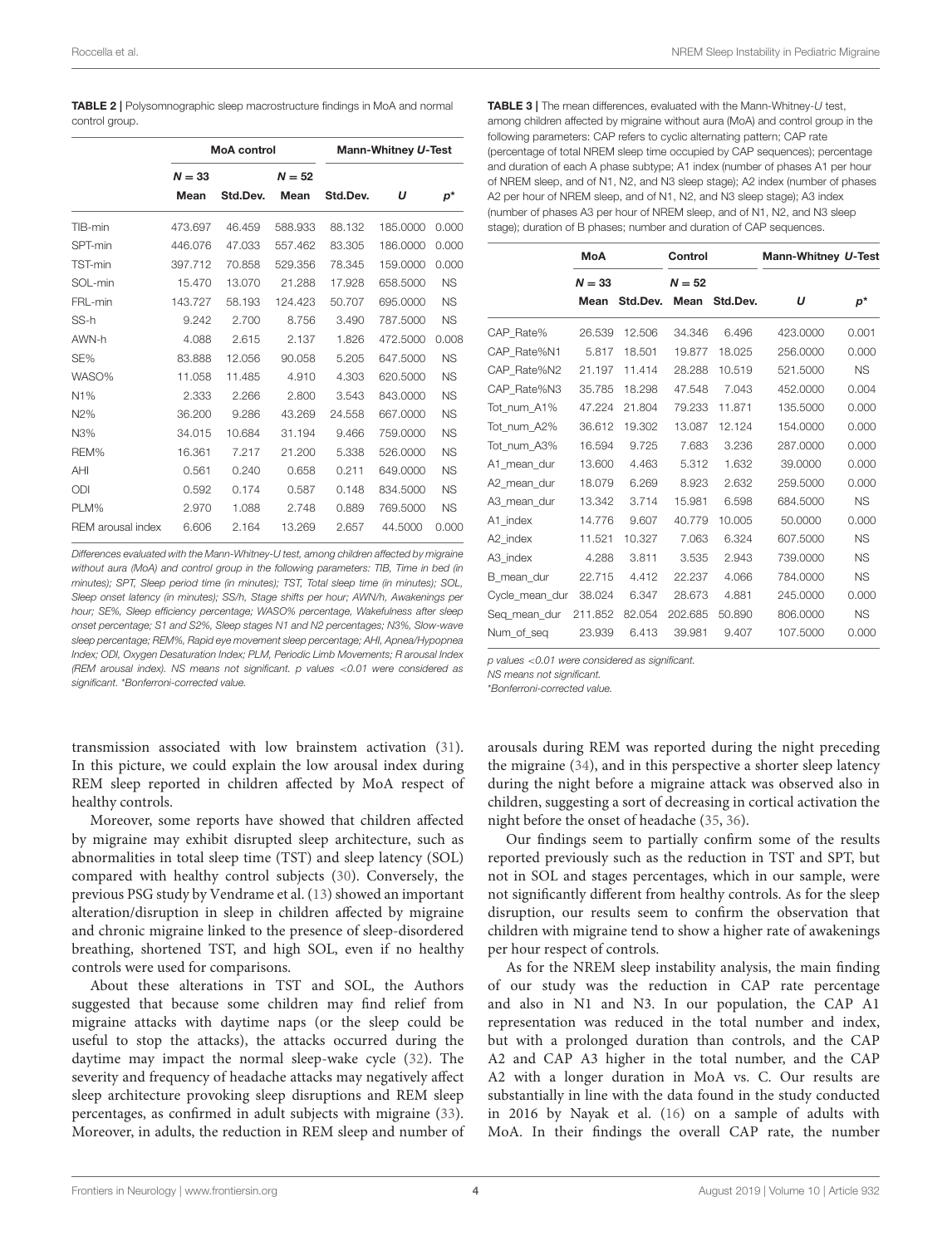**TABLE 2 |** Polysomnographic sleep macrostructure findings in MoA and normal control group.

| | MoA control | | | | Mann-Whitney *U*-Test | |
|---|---|---|---|---|---|---|
| | $N = 33$ | | $N = 52$ | | | |
| | **Mean** | **Std.Dev.** | **Mean** | **Std.Dev.** | ***U*** | ***p**** |
| TIB-min | 473.697 | 46.459 | 588.933 | 88.132 | 185.0000 | 0.000 |
| SPT-min | 446.076 | 47.033 | 557.462 | 83.305 | 186.0000 | 0.000 |
| TST-min | 397.712 | 70.858 | 529.356 | 78.345 | 159.0000 | 0.000 |
| SOL-min | 15.470 | 13.070 | 21.288 | 17.928 | 658.5000 | NS |
| FRL-min | 143.727 | 58.193 | 124.423 | 50.707 | 695.0000 | NS |
| SS-h | 9.242 | 2.700 | 8.756 | 3.490 | 787.5000 | NS |
| AWN-h | 4.088 | 2.615 | 2.137 | 1.826 | 472.5000 | 0.008 |
| SE% | 83.888 | 12.056 | 90.058 | 5.205 | 647.5000 | NS |
| WASO% | 11.058 | 11.485 | 4.910 | 4.303 | 620.5000 | NS |
| N1% | 2.333 | 2.266 | 2.800 | 3.543 | 843.0000 | NS |
| N2% | 36.200 | 9.286 | 43.269 | 24.558 | 667.0000 | NS |
| N3% | 34.015 | 10.684 | 31.194 | 9.466 | 759.0000 | NS |
| REM% | 16.361 | 7.217 | 21.200 | 5.338 | 526.0000 | NS |
| AHI | 0.561 | 0.240 | 0.658 | 0.211 | 649.0000 | NS |
| ODI | 0.592 | 0.174 | 0.587 | 0.148 | 834.5000 | NS |
| PLM% | 2.970 | 1.088 | 2.748 | 0.889 | 769.5000 | NS |
| REM arousal index | 6.606 | 2.164 | 13.269 | 2.657 | 44.5000 | 0.000 |

*Differences evaluated with the Mann-Whitney-U test, among children affected by migraine without aura (MoA) and control group in the following parameters: TIB, Time in bed (in minutes); SPT, Sleep period time (in minutes); TST, Total sleep time (in minutes); SOL, Sleep onset latency (in minutes); SS/h, Stage shifts per hour; AWN/h, Awakenings per hour; SE%, Sleep efficiency percentage; WASO% percentage, Wakefulness after sleep onset percentage; S1 and S2%, Sleep stages N1 and N2 percentages; N3%, Slow-wave sleep percentage; REM%, Rapid eye movement sleep percentage; AHI, Apnea/Hypopnea Index; ODI, Oxygen Desaturation Index; PLM, Periodic Limb Movements; R arousal Index (REM arousal index). NS means not significant. p values <0.01 were considered as significant. *Bonferroni-corrected value.*

**TABLE 3 |** The mean differences, evaluated with the Mann-Whitney-*U* test, among children affected by migraine without aura (MoA) and control group in the following parameters: CAP refers to cyclic alternating pattern; CAP rate (percentage of total NREM sleep time occupied by CAP sequences); percentage and duration of each A phase subtype; A1 index (number of phases A1 per hour of NREM sleep, and of N1, N2, and N3 sleep stage); A2 index (number of phases A2 per hour of NREM sleep, and of N1, N2, and N3 sleep stage); A3 index (number of phases A3 per hour of NREM sleep, and of N1, N2, and N3 sleep stage); duration of B phases; number and duration of CAP sequences.

| | MoA | | Control | | Mann-Whitney *U*-Test | |
|---|---|---|---|---|---|---|
| | $N = 33$ | | $N = 52$ | | | |
| | **Mean** | **Std.Dev.** | **Mean** | **Std.Dev.** | ***U*** | ***p**** |
| CAP_Rate% | 26.539 | 12.506 | 34.346 | 6.496 | 423.0000 | 0.001 |
| CAP_Rate%N1 | 5.817 | 18.501 | 19.877 | 18.025 | 256.0000 | 0.000 |
| CAP_Rate%N2 | 21.197 | 11.414 | 28.288 | 10.519 | 521.5000 | NS |
| CAP_Rate%N3 | 35.785 | 18.298 | 47.548 | 7.043 | 452.0000 | 0.004 |
| Tot_num_A1% | 47.224 | 21.804 | 79.233 | 11.871 | 135.5000 | 0.000 |
| Tot_num_A2% | 36.612 | 19.302 | 13.087 | 12.124 | 154.0000 | 0.000 |
| Tot_num_A3% | 16.594 | 9.725 | 7.683 | 3.236 | 287.0000 | 0.000 |
| A1_mean_dur | 13.600 | 4.463 | 5.312 | 1.632 | 39.0000 | 0.000 |
| A2_mean_dur | 18.079 | 6.269 | 8.923 | 2.632 | 259.5000 | 0.000 |
| A3_mean_dur | 13.342 | 3.714 | 15.981 | 6.598 | 684.5000 | NS |
| A1_index | 14.776 | 9.607 | 40.779 | 10.005 | 50.0000 | 0.000 |
| A2_index | 11.521 | 10.327 | 7.063 | 6.324 | 607.5000 | NS |
| A3_index | 4.288 | 3.811 | 3.535 | 2.943 | 739.0000 | NS |
| B_mean_dur | 22.715 | 4.412 | 22.237 | 4.066 | 784.0000 | NS |
| Cycle_mean_dur | 38.024 | 6.347 | 28.673 | 4.881 | 245.0000 | 0.000 |
| Seq_mean_dur | 211.852 | 82.054 | 202.685 | 50.890 | 806.0000 | NS |
| Num_of_seq | 23.939 | 6.413 | 39.981 | 9.407 | 107.5000 | 0.000 |

*p values <0.01 were considered as significant.*
*NS means not significant.*
*\*Bonferroni-corrected value.*

transmission associated with low brainstem activation (31). In this picture, we could explain the low arousal index during REM sleep reported in children affected by MoA respect of healthy controls.

Moreover, some reports have showed that children affected by migraine may exhibit disrupted sleep architecture, such as abnormalities in total sleep time (TST) and sleep latency (SOL) compared with healthy control subjects (30). Conversely, the previous PSG study by Vendrame et al. (13) showed an important alteration/disruption in sleep in children affected by migraine and chronic migraine linked to the presence of sleep-disordered breathing, shortened TST, and high SOL, even if no healthy controls were used for comparisons.

About these alterations in TST and SOL, the Authors suggested that because some children may find relief from migraine attacks with daytime naps (or the sleep could be useful to stop the attacks), the attacks occurred during the daytime may impact the normal sleep-wake cycle (32). The severity and frequency of headache attacks may negatively affect sleep architecture provoking sleep disruptions and REM sleep percentages, as confirmed in adult subjects with migraine (33). Moreover, in adults, the reduction in REM sleep and number of arousals during REM was reported during the night preceding the migraine (34), and in this perspective a shorter sleep latency during the night before a migraine attack was observed also in children, suggesting a sort of decreasing in cortical activation the night before the onset of headache (35, 36).

Our findings seem to partially confirm some of the results reported previously such as the reduction in TST and SPT, but not in SOL and stages percentages, which in our sample, were not significantly different from healthy controls. As for the sleep disruption, our results seem to confirm the observation that children with migraine tend to show a higher rate of awakenings per hour respect of controls.

As for the NREM sleep instability analysis, the main finding of our study was the reduction in CAP rate percentage and also in N1 and N3. In our population, the CAP A1 representation was reduced in the total number and index, but with a prolonged duration than controls, and the CAP A2 and CAP A3 higher in the total number, and the CAP A2 with a longer duration in MoA vs. C. Our results are substantially in line with the data found in the study conducted in 2016 by Nayak et al. (16) on a sample of adults with MoA. In their findings the overall CAP rate, the number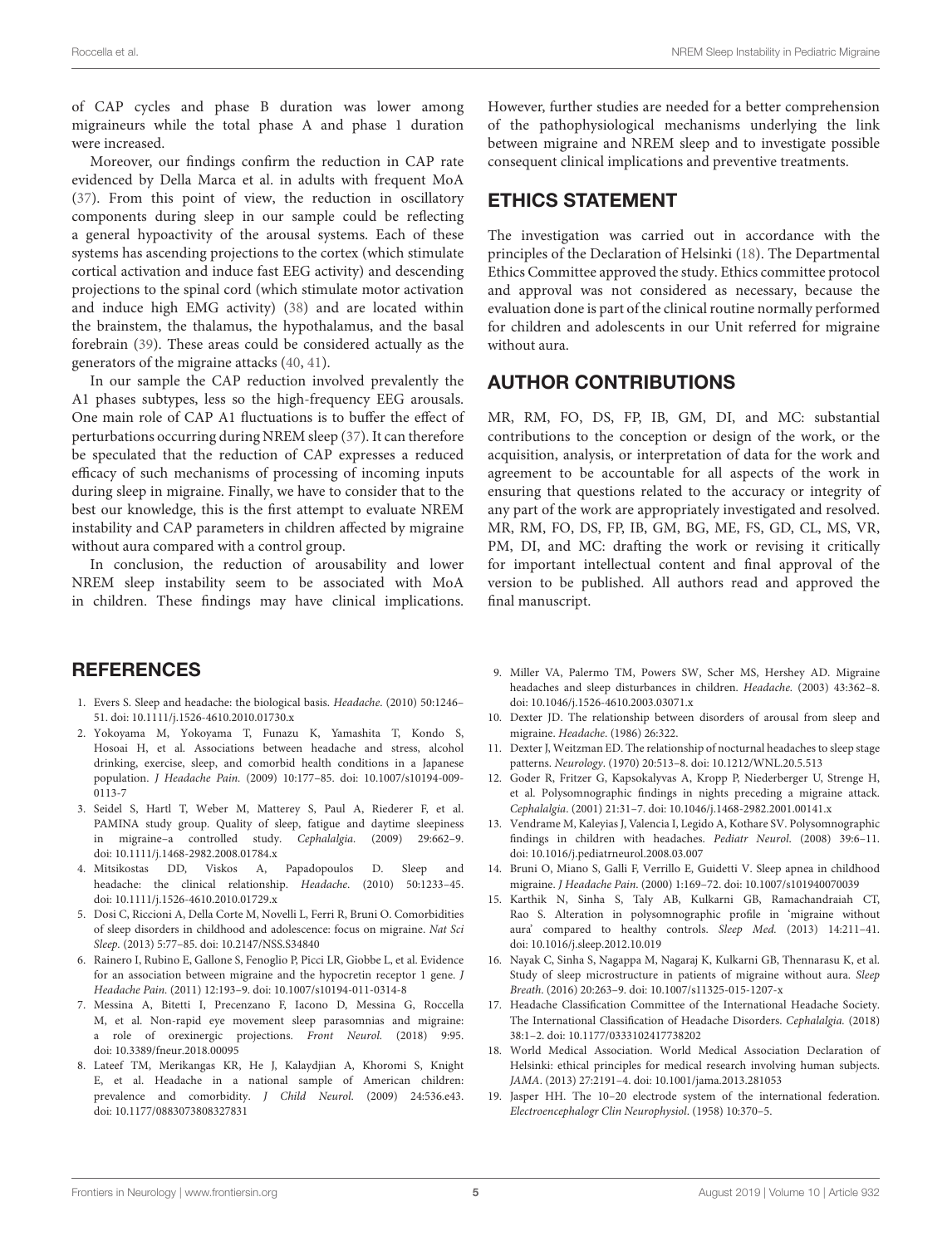of CAP cycles and phase B duration was lower among migraineurs while the total phase A and phase 1 duration were increased.

Moreover, our findings confirm the reduction in CAP rate evidenced by Della Marca et al. in adults with frequent MoA (37). From this point of view, the reduction in oscillatory components during sleep in our sample could be reflecting a general hypoactivity of the arousal systems. Each of these systems has ascending projections to the cortex (which stimulate cortical activation and induce fast EEG activity) and descending projections to the spinal cord (which stimulate motor activation and induce high EMG activity) (38) and are located within the brainstem, the thalamus, the hypothalamus, and the basal forebrain (39). These areas could be considered actually as the generators of the migraine attacks (40, 41).

In our sample the CAP reduction involved prevalently the A1 phases subtypes, less so the high-frequency EEG arousals. One main role of CAP A1 fluctuations is to buffer the effect of perturbations occurring during NREM sleep (37). It can therefore be speculated that the reduction of CAP expresses a reduced efficacy of such mechanisms of processing of incoming inputs during sleep in migraine. Finally, we have to consider that to the best our knowledge, this is the first attempt to evaluate NREM instability and CAP parameters in children affected by migraine without aura compared with a control group.

In conclusion, the reduction of arousability and lower NREM sleep instability seem to be associated with MoA in children. These findings may have clinical implications. However, further studies are needed for a better comprehension of the pathophysiological mechanisms underlying the link between migraine and NREM sleep and to investigate possible consequent clinical implications and preventive treatments.

## ETHICS STATEMENT

The investigation was carried out in accordance with the principles of the Declaration of Helsinki (18). The Departmental Ethics Committee approved the study. Ethics committee protocol and approval was not considered as necessary, because the evaluation done is part of the clinical routine normally performed for children and adolescents in our Unit referred for migraine without aura.

## AUTHOR CONTRIBUTIONS

MR, RM, FO, DS, FP, IB, GM, DI, and MC: substantial contributions to the conception or design of the work, or the acquisition, analysis, or interpretation of data for the work and agreement to be accountable for all aspects of the work in ensuring that questions related to the accuracy or integrity of any part of the work are appropriately investigated and resolved. MR, RM, FO, DS, FP, IB, GM, BG, ME, FS, GD, CL, MS, VR, PM, DI, and MC: drafting the work or revising it critically for important intellectual content and final approval of the version to be published. All authors read and approved the final manuscript.

## REFERENCES

1. Evers S. Sleep and headache: the biological basis. *Headache*. (2010) 50:1246–51. doi: 10.1111/j.1526-4610.2010.01730.x
2. Yokoyama M, Yokoyama T, Funazu K, Yamashita T, Kondo S, Hosoai H, et al. Associations between headache and stress, alcohol drinking, exercise, sleep, and comorbid health conditions in a Japanese population. *J Headache Pain*. (2009) 10:177–85. doi: 10.1007/s10194-009-0113-7
3. Seidel S, Hartl T, Weber M, Matterey S, Paul A, Riederer F, et al. PAMINA study group. Quality of sleep, fatigue and daytime sleepiness in migraine–a controlled study. *Cephalalgia*. (2009) 29:662–9. doi: 10.1111/j.1468-2982.2008.01784.x
4. Mitsikostas DD, Viskos A, Papadopoulos D. Sleep and headache: the clinical relationship. *Headache*. (2010) 50:1233–45. doi: 10.1111/j.1526-4610.2010.01729.x
5. Dosi C, Riccioni A, Della Corte M, Novelli L, Ferri R, Bruni O. Comorbidities of sleep disorders in childhood and adolescence: focus on migraine. *Nat Sci Sleep*. (2013) 5:77–85. doi: 10.2147/NSS.S34840
6. Rainero I, Rubino E, Gallone S, Fenoglio P, Picci LR, Giobbe L, et al. Evidence for an association between migraine and the hypocretin receptor 1 gene. *J Headache Pain*. (2011) 12:193–9. doi: 10.1007/s10194-011-0314-8
7. Messina A, Bitetti I, Precenzano F, Iacono D, Messina G, Roccella M, et al. Non-rapid eye movement sleep parasomnias and migraine: a role of orexinergic projections. *Front Neurol*. (2018) 9:95. doi: 10.3389/fneur.2018.00095
8. Lateef TM, Merikangas KR, He J, Kalaydjian A, Khoromi S, Knight E, et al. Headache in a national sample of American children: prevalence and comorbidity. *J Child Neurol*. (2009) 24:536.e43. doi: 10.1177/0883073808327831
9. Miller VA, Palermo TM, Powers SW, Scher MS, Hershey AD. Migraine headaches and sleep disturbances in children. *Headache*. (2003) 43:362–8. doi: 10.1046/j.1526-4610.2003.03071.x
10. Dexter JD. The relationship between disorders of arousal from sleep and migraine. *Headache*. (1986) 26:322.
11. Dexter J, Weitzman ED. The relationship of nocturnal headaches to sleep stage patterns. *Neurology*. (1970) 20:513–8. doi: 10.1212/WNL.20.5.513
12. Goder R, Fritzer G, Kapsokalyvas A, Kropp P, Niederberger U, Strenge H, et al. Polysomnographic findings in nights preceding a migraine attack. *Cephalalgia*. (2001) 21:31–7. doi: 10.1046/j.1468-2982.2001.00141.x
13. Vendrame M, Kaleyias J, Valencia I, Legido A, Kothare SV. Polysomnographic findings in children with headaches. *Pediatr Neurol*. (2008) 39:6–11. doi: 10.1016/j.pediatrneurol.2008.03.007
14. Bruni O, Miano S, Galli F, Verrillo E, Guidetti V. Sleep apnea in childhood migraine. *J Headache Pain*. (2000) 1:169–72. doi: 10.1007/s101940070039
15. Karthik N, Sinha S, Taly AB, Kulkarni GB, Ramachandraiah CT, Rao S. Alteration in polysomnographic profile in 'migraine without aura' compared to healthy controls. *Sleep Med*. (2013) 14:211–41. doi: 10.1016/j.sleep.2012.10.019
16. Nayak C, Sinha S, Nagappa M, Nagaraj K, Kulkarni GB, Thennarasu K, et al. Study of sleep microstructure in patients of migraine without aura. *Sleep Breath*. (2016) 20:263–9. doi: 10.1007/s11325-015-1207-x
17. Headache Classification Committee of the International Headache Society. The International Classification of Headache Disorders. *Cephalalgia*. (2018) 38:1–2. doi: 10.1177/0333102417738202
18. World Medical Association. World Medical Association Declaration of Helsinki: ethical principles for medical research involving human subjects. *JAMA*. (2013) 27:2191–4. doi: 10.1001/jama.2013.281053
19. Jasper HH. The 10–20 electrode system of the international federation. *Electroencephalogr Clin Neurophysiol*. (1958) 10:370–5.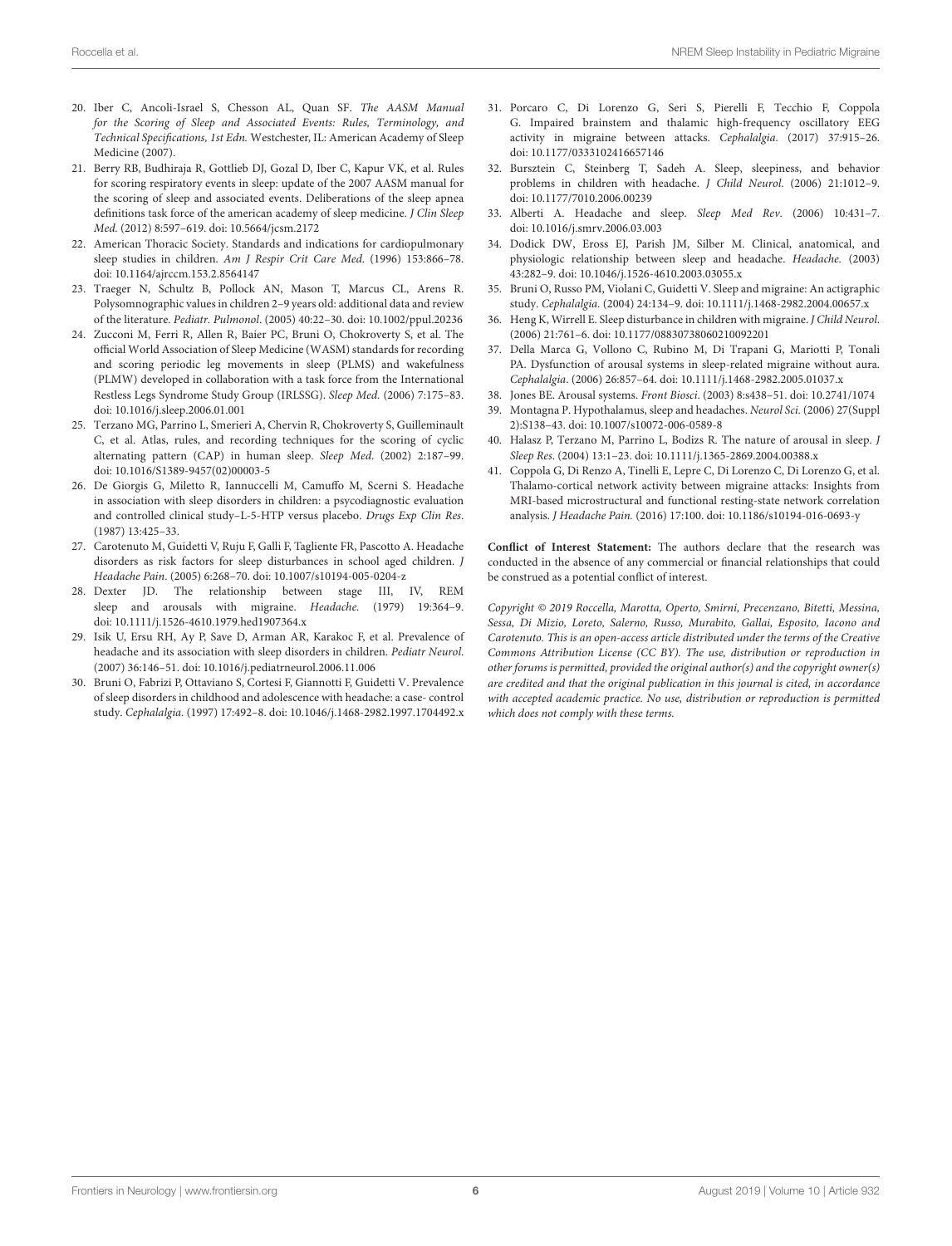20. Iber C, Ancoli-Israel S, Chesson AL, Quan SF. *The AASM Manual for the Scoring of Sleep and Associated Events: Rules, Terminology, and Technical Specifications, 1st Edn.* Westchester, IL: American Academy of Sleep Medicine (2007).
21. Berry RB, Budhiraja R, Gottlieb DJ, Gozal D, Iber C, Kapur VK, et al. Rules for scoring respiratory events in sleep: update of the 2007 AASM manual for the scoring of sleep and associated events. Deliberations of the sleep apnea definitions task force of the american academy of sleep medicine. *J Clin Sleep Med.* (2012) 8:597–619. doi: 10.5664/jcsm.2172
22. American Thoracic Society. Standards and indications for cardiopulmonary sleep studies in children. *Am J Respir Crit Care Med.* (1996) 153:866–78. doi: 10.1164/ajrccm.153.2.8564147
23. Traeger N, Schultz B, Pollock AN, Mason T, Marcus CL, Arens R. Polysomnographic values in children 2–9 years old: additional data and review of the literature. *Pediatr. Pulmonol.* (2005) 40:22–30. doi: 10.1002/ppul.20236
24. Zucconi M, Ferri R, Allen R, Baier PC, Bruni O, Chokroverty S, et al. The official World Association of Sleep Medicine (WASM) standards for recording and scoring periodic leg movements in sleep (PLMS) and wakefulness (PLMW) developed in collaboration with a task force from the International Restless Legs Syndrome Study Group (IRLSSG). *Sleep Med.* (2006) 7:175–83. doi: 10.1016/j.sleep.2006.01.001
25. Terzano MG, Parrino L, Smerieri A, Chervin R, Chokroverty S, Guilleminault C, et al. Atlas, rules, and recording techniques for the scoring of cyclic alternating pattern (CAP) in human sleep. *Sleep Med.* (2002) 2:187–99. doi: 10.1016/S1389-9457(02)00003-5
26. De Giorgis G, Miletto R, Iannuccelli M, Camuffo M, Scerni S. Headache in association with sleep disorders in children: a psycodiagnostic evaluation and controlled clinical study–L-5-HTP versus placebo. *Drugs Exp Clin Res.* (1987) 13:425–33.
27. Carotenuto M, Guidetti V, Ruju F, Galli F, Tagliente FR, Pascotto A. Headache disorders as risk factors for sleep disturbances in school aged children. *J Headache Pain.* (2005) 6:268–70. doi: 10.1007/s10194-005-0204-z
28. Dexter JD. The relationship between stage III, IV, REM sleep and arousals with migraine. *Headache.* (1979) 19:364–9. doi: 10.1111/j.1526-4610.1979.hed1907364.x
29. Isik U, Ersu RH, Ay P, Save D, Arman AR, Karakoc F, et al. Prevalence of headache and its association with sleep disorders in children. *Pediatr Neurol.* (2007) 36:146–51. doi: 10.1016/j.pediatrneurol.2006.11.006
30. Bruni O, Fabrizi P, Ottaviano S, Cortesi F, Giannotti F, Guidetti V. Prevalence of sleep disorders in childhood and adolescence with headache: a case- control study. *Cephalalgia.* (1997) 17:492–8. doi: 10.1046/j.1468-2982.1997.1704492.x
31. Porcaro C, Di Lorenzo G, Seri S, Pierelli F, Tecchio F, Coppola G. Impaired brainstem and thalamic high-frequency oscillatory EEG activity in migraine between attacks. *Cephalalgia.* (2017) 37:915–26. doi: 10.1177/0333102416657146
32. Bursztein C, Steinberg T, Sadeh A. Sleep, sleepiness, and behavior problems in children with headache. *J Child Neurol.* (2006) 21:1012–9. doi: 10.1177/7010.2006.00239
33. Alberti A. Headache and sleep. *Sleep Med Rev.* (2006) 10:431–7. doi: 10.1016/j.smrv.2006.03.003
34. Dodick DW, Eross EJ, Parish JM, Silber M. Clinical, anatomical, and physiologic relationship between sleep and headache. *Headache.* (2003) 43:282–9. doi: 10.1046/j.1526-4610.2003.03055.x
35. Bruni O, Russo PM, Violani C, Guidetti V. Sleep and migraine: An actigraphic study. *Cephalalgia.* (2004) 24:134–9. doi: 10.1111/j.1468-2982.2004.00657.x
36. Heng K, Wirrell E. Sleep disturbance in children with migraine. *J Child Neurol.* (2006) 21:761–6. doi: 10.1177/08830738060210092201
37. Della Marca G, Vollono C, Rubino M, Di Trapani G, Mariotti P, Tonali PA. Dysfunction of arousal systems in sleep-related migraine without aura. *Cephalalgia.* (2006) 26:857–64. doi: 10.1111/j.1468-2982.2005.01037.x
38. Jones BE. Arousal systems. *Front Biosci.* (2003) 8:s438–51. doi: 10.2741/1074
39. Montagna P. Hypothalamus, sleep and headaches. *Neurol Sci.* (2006) 27(Suppl 2):S138–43. doi: 10.1007/s10072-006-0589-8
40. Halasz P, Terzano M, Parrino L, Bodizs R. The nature of arousal in sleep. *J Sleep Res.* (2004) 13:1–23. doi: 10.1111/j.1365-2869.2004.00388.x
41. Coppola G, Di Renzo A, Tinelli E, Lepre C, Di Lorenzo C, Di Lorenzo G, et al. Thalamo-cortical network activity between migraine attacks: Insights from MRI-based microstructural and functional resting-state network correlation analysis. *J Headache Pain.* (2016) 17:100. doi: 10.1186/s10194-016-0693-y

**Conflict of Interest Statement:** The authors declare that the research was conducted in the absence of any commercial or financial relationships that could be construed as a potential conflict of interest.

*Copyright © 2019 Roccella, Marotta, Operto, Smirni, Precenzano, Bitetti, Messina, Sessa, Di Mizio, Loreto, Salerno, Russo, Murabito, Gallai, Esposito, Iacono and Carotenuto. This is an open-access article distributed under the terms of the Creative Commons Attribution License (CC BY). The use, distribution or reproduction in other forums is permitted, provided the original author(s) and the copyright owner(s) are credited and that the original publication in this journal is cited, in accordance with accepted academic practice. No use, distribution or reproduction is permitted which does not comply with these terms.*